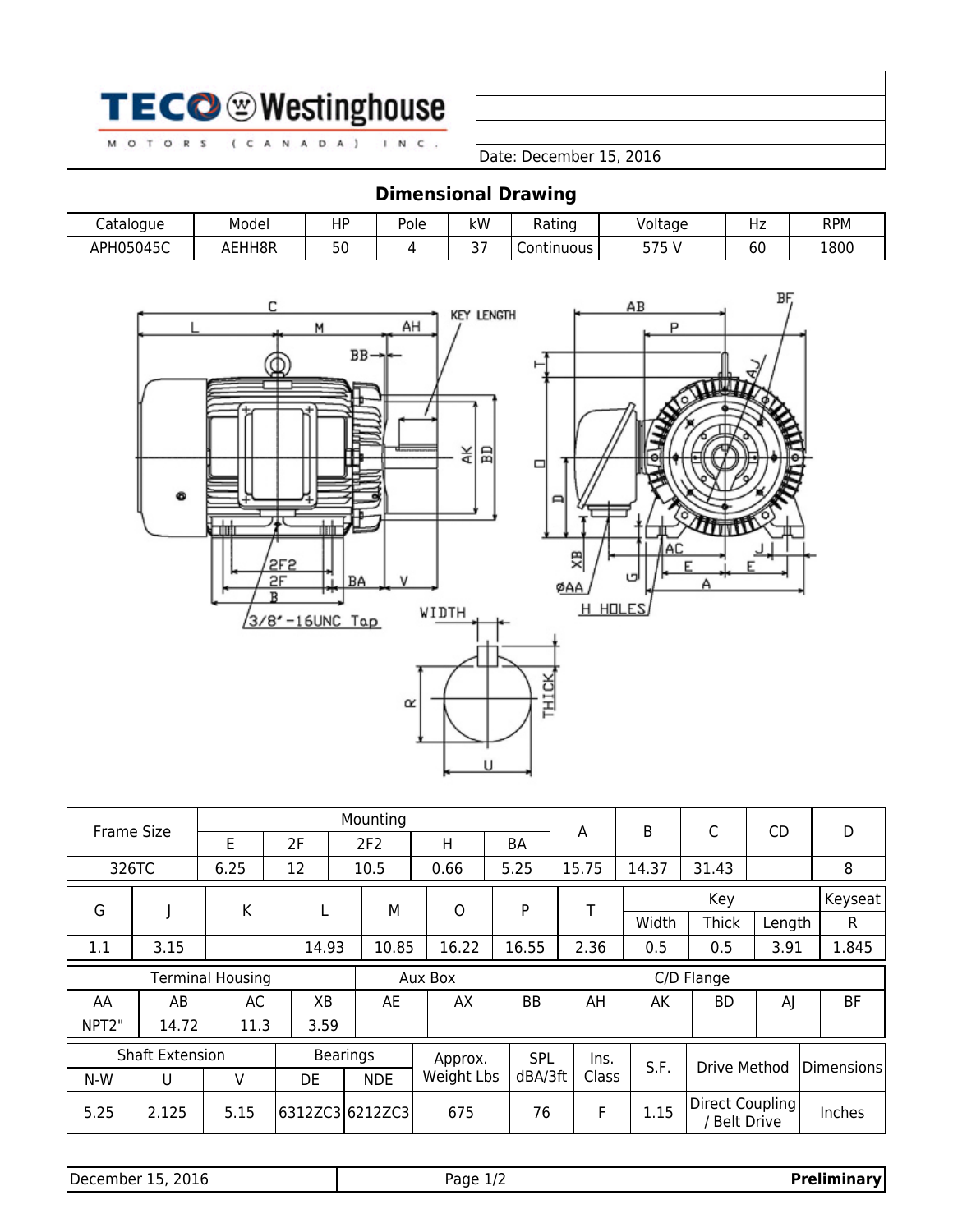TECO Westinghouse MOTORS (CANADA) INC.

Date: December 15, 2016

## Dimensional Drawing

| Catalogue | Model | HP | Pole | kW | Rating | Voltage | Hz | RPM |
|---|---|---|---|---|---|---|---|---|
| APH05045C | AEHH8R | 50 | 4 | 37 | Continuous | 575 V | 60 | 1800 |

| Frame Size | Mounting | | | | | A | B | C | CD | D |
|---|---|---|---|---|---|---|---|---|---|---|
| | E | 2F | 2F2 | H | BA | | | | | |
| 326TC | 6.25 | 12 | 10.5 | 0.66 | 5.25 | 15.75 | 14.37 | 31.43 | | 8 |

| G | J | K | L | M | O | P | T | Key | | | Keyseat |
|---|---|---|---|---|---|---|---|---|---|---|---|
| | | | | | | | | Width | Thick | Length | R |
| 1.1 | 3.15 | | 14.93 | 10.85 | 16.22 | 16.55 | 2.36 | 0.5 | 0.5 | 3.91 | 1.845 |

| Terminal Housing | | | | Aux Box | | C/D Flange | | | | | |
|---|---|---|---|---|---|---|---|---|---|---|---|
| AA | AB | AC | XB | AE | AX | BB | AH | AK | BD | AJ | BF |
| NPT2" | 14.72 | 11.3 | 3.59 | | | | | | | | |

| Shaft Extension | | | Bearings | | Approx. Weight Lbs | SPL dBA/3ft | Ins. Class | S.F. | Drive Method | Dimensions |
|---|---|---|---|---|---|---|---|---|---|---|
| N-W | U | V | DE | NDE | | | | | | |
| 5.25 | 2.125 | 5.15 | 6312ZC3 | 6212ZC3 | 675 | 76 | F | 1.15 | Direct Coupling / Belt Drive | Inches |

December 15, 2016 | Page 1/2 | **Preliminary**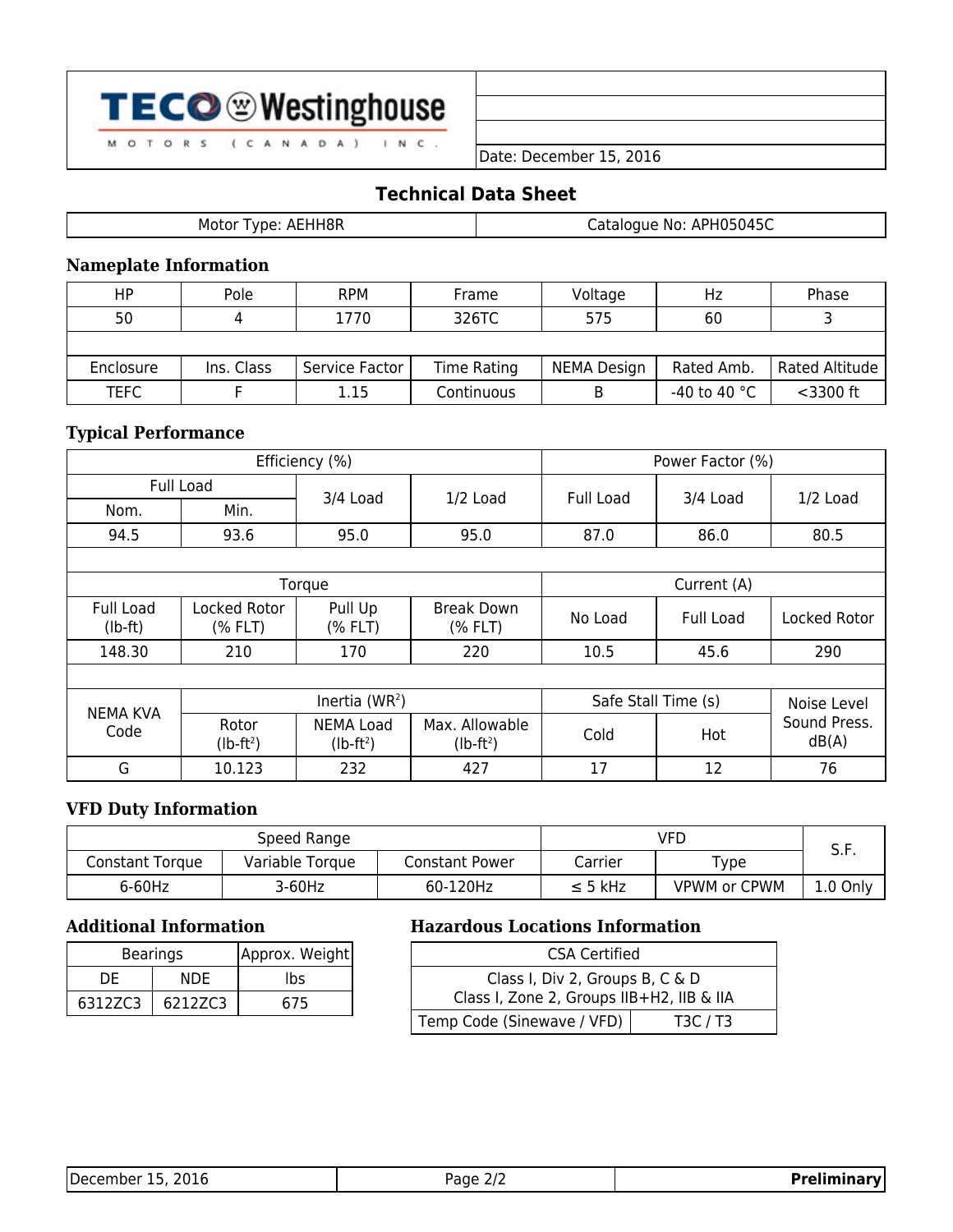TECO Westinghouse MOTORS (CANADA) INC.

Date: December 15, 2016

# Technical Data Sheet

| Motor Type: AEHH8R | Catalogue No: APH05045C |
| --- | --- |

## Nameplate Information

| HP | Pole | RPM | Frame | Voltage | Hz | Phase |
| --- | --- | --- | --- | --- | --- | --- |
| 50 | 4 | 1770 | 326TC | 575 | 60 | 3 |
| Enclosure | Ins. Class | Service Factor | Time Rating | NEMA Design | Rated Amb. | Rated Altitude |
| TEFC | F | 1.15 | Continuous | B | -40 to 40 °C | <3300 ft |

## Typical Performance

| Efficiency (%) | | | | Power Factor (%) | | |
| --- | --- | --- | --- | --- | --- | --- |
| Full Load | | 3/4 Load | 1/2 Load | Full Load | 3/4 Load | 1/2 Load |
| Nom. | Min. | | | | | |
| 94.5 | 93.6 | 95.0 | 95.0 | 87.0 | 86.0 | 80.5 |

| Torque | | | | Current (A) | | |
| --- | --- | --- | --- | --- | --- | --- |
| Full Load (lb-ft) | Locked Rotor (% FLT) | Pull Up (% FLT) | Break Down (% FLT) | No Load | Full Load | Locked Rotor |
| 148.30 | 210 | 170 | 220 | 10.5 | 45.6 | 290 |

| NEMA KVA Code | Inertia ($WR^2$) | | | Safe Stall Time (s) | | Noise Level Sound Press. dB(A) |
| --- | --- | --- | --- | --- | --- | --- |
| | Rotor ($lb\text{-}ft^2$) | NEMA Load ($lb\text{-}ft^2$) | Max. Allowable ($lb\text{-}ft^2$) | Cold | Hot | |
| G | 10.123 | 232 | 427 | 17 | 12 | 76 |

## VFD Duty Information

| Speed Range | | | VFD | | S.F. |
| --- | --- | --- | --- | --- | --- |
| Constant Torque | Variable Torque | Constant Power | Carrier | Type | |
| 6-60Hz | 3-60Hz | 60-120Hz | ≤ 5 kHz | VPWM or CPWM | 1.0 Only |

## Additional Information

| Bearings | | Approx. Weight |
| --- | --- | --- |
| DE | NDE | lbs |
| 6312ZC3 | 6212ZC3 | 675 |

## Hazardous Locations Information

| CSA Certified | |
| --- | --- |
| Class I, Div 2, Groups B, C & D<br>Class I, Zone 2, Groups IIB+H2, IIB & IIA | |
| Temp Code (Sinewave / VFD) | T3C / T3 |

December 15, 2016 | **Preliminary**